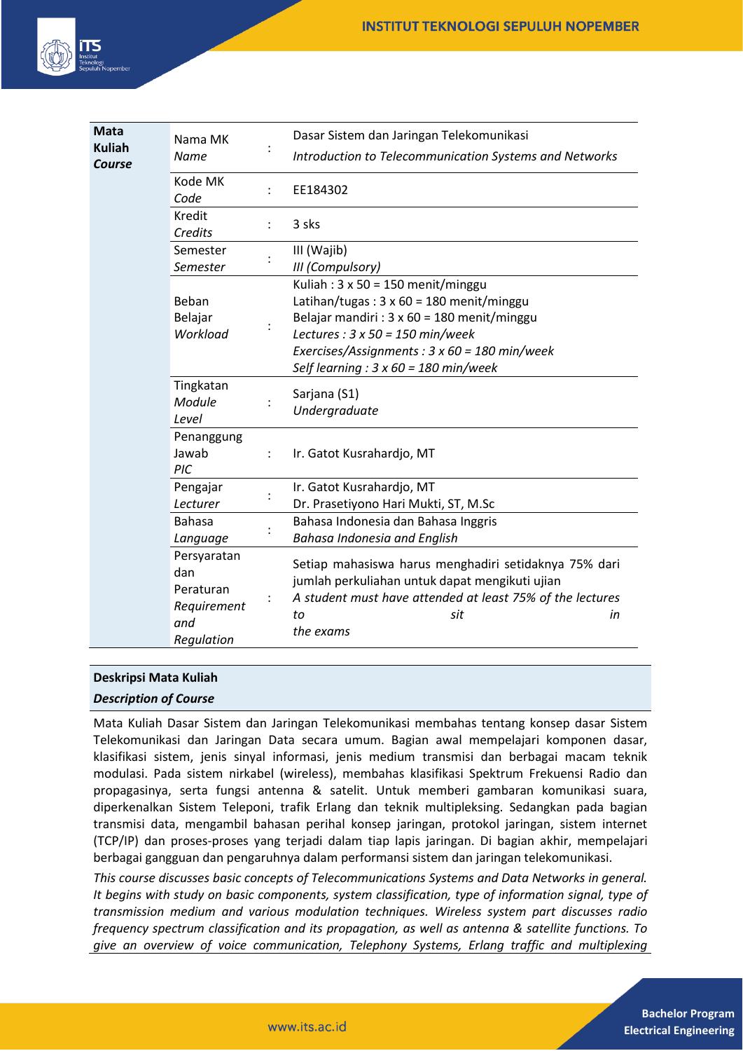| Mata Kuliah *Course* | | | |
|---|---|---|---|
| | Nama MK *Name* | : | Dasar Sistem dan Jaringan Telekomunikasi *Introduction to Telecommunication Systems and Networks* |
| | Kode MK *Code* | : | EE184302 |
| | Kredit *Credits* | : | 3 sks |
| | Semester *Semester* | : | III (Wajib) *III (Compulsory)* |
| | Beban Belajar *Workload* | : | Kuliah : 3 x 50 = 150 menit/minggu<br>Latihan/tugas : 3 x 60 = 180 menit/minggu<br>Belajar mandiri : 3 x 60 = 180 menit/minggu<br>*Lectures : 3 x 50 = 150 min/week*<br>*Exercises/Assignments : 3 x 60 = 180 min/week*<br>*Self learning : 3 x 60 = 180 min/week* |
| | Tingkatan *Module Level* | : | Sarjana (S1) *Undergraduate* |
| | Penanggung Jawab *PIC* | : | Ir. Gatot Kusrahardjo, MT |
| | Pengajar *Lecturer* | : | Ir. Gatot Kusrahardjo, MT<br>Dr. Prasetiyono Hari Mukti, ST, M.Sc |
| | Bahasa *Language* | : | Bahasa Indonesia dan Bahasa Inggris<br>*Bahasa Indonesia and English* |
| | Persyaratan dan Peraturan *Requirement and Regulation* | : | Setiap mahasiswa harus menghadiri setidaknya 75% dari jumlah perkuliahan untuk dapat mengikuti ujian<br>*A student must have attended at least 75% of the lectures to sit in the exams* |

**Deskripsi Mata Kuliah**

***Description of Course***

Mata Kuliah Dasar Sistem dan Jaringan Telekomunikasi membahas tentang konsep dasar Sistem Telekomunikasi dan Jaringan Data secara umum. Bagian awal mempelajari komponen dasar, klasifikasi sistem, jenis sinyal informasi, jenis medium transmisi dan berbagai macam teknik modulasi. Pada sistem nirkabel (wireless), membahas klasifikasi Spektrum Frekuensi Radio dan propagasinya, serta fungsi antenna & satelit. Untuk memberi gambaran komunikasi suara, diperkenalkan Sistem Teleponi, trafik Erlang dan teknik multipleksing. Sedangkan pada bagian transmisi data, mengambil bahasan perihal konsep jaringan, protokol jaringan, sistem internet (TCP/IP) dan proses-proses yang terjadi dalam tiap lapis jaringan. Di bagian akhir, mempelajari berbagai gangguan dan pengaruhnya dalam performansi sistem dan jaringan telekomunikasi.

*This course discusses basic concepts of Telecommunications Systems and Data Networks in general. It begins with study on basic components, system classification, type of information signal, type of transmission medium and various modulation techniques. Wireless system part discusses radio frequency spectrum classification and its propagation, as well as antenna & satellite functions. To give an overview of voice communication, Telephony Systems, Erlang traffic and multiplexing*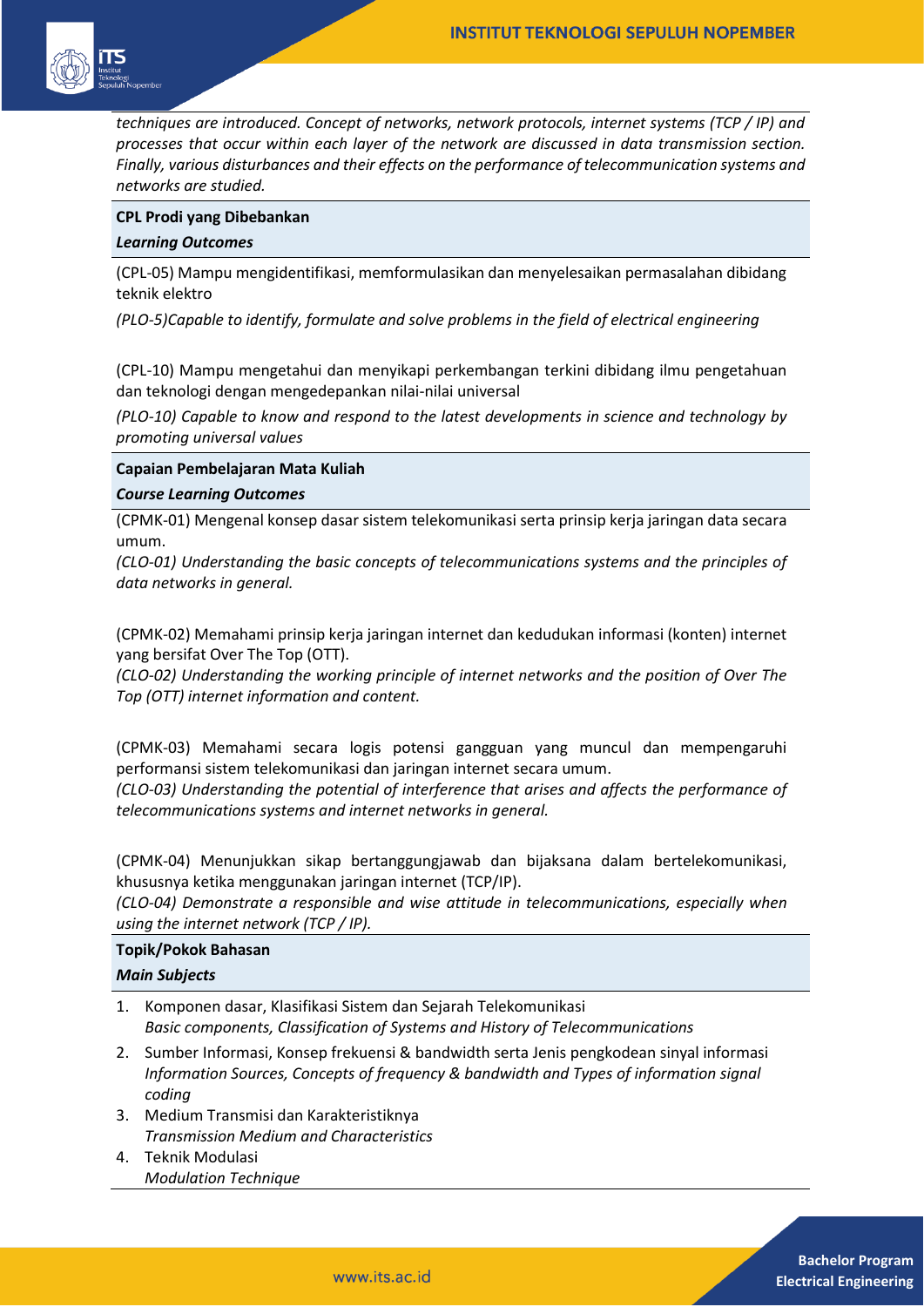*techniques are introduced. Concept of networks, network protocols, internet systems (TCP / IP) and processes that occur within each layer of the network are discussed in data transmission section. Finally, various disturbances and their effects on the performance of telecommunication systems and networks are studied.*

**CPL Prodi yang Dibebankan**

***Learning Outcomes***

(CPL-05) Mampu mengidentifikasi, memformulasikan dan menyelesaikan permasalahan dibidang teknik elektro

*(PLO-5)Capable to identify, formulate and solve problems in the field of electrical engineering*

(CPL-10) Mampu mengetahui dan menyikapi perkembangan terkini dibidang ilmu pengetahuan dan teknologi dengan mengedepankan nilai-nilai universal

*(PLO-10) Capable to know and respond to the latest developments in science and technology by promoting universal values*

**Capaian Pembelajaran Mata Kuliah**

***Course Learning Outcomes***

(CPMK-01) Mengenal konsep dasar sistem telekomunikasi serta prinsip kerja jaringan data secara umum.
*(CLO-01) Understanding the basic concepts of telecommunications systems and the principles of data networks in general.*

(CPMK-02) Memahami prinsip kerja jaringan internet dan kedudukan informasi (konten) internet yang bersifat Over The Top (OTT).
*(CLO-02) Understanding the working principle of internet networks and the position of Over The Top (OTT) internet information and content.*

(CPMK-03) Memahami secara logis potensi gangguan yang muncul dan mempengaruhi performansi sistem telekomunikasi dan jaringan internet secara umum.
*(CLO-03) Understanding the potential of interference that arises and affects the performance of telecommunications systems and internet networks in general.*

(CPMK-04) Menunjukkan sikap bertanggungjawab dan bijaksana dalam bertelekomunikasi, khususnya ketika menggunakan jaringan internet (TCP/IP).
*(CLO-04) Demonstrate a responsible and wise attitude in telecommunications, especially when using the internet network (TCP / IP).*

**Topik/Pokok Bahasan**

***Main Subjects***

1. Komponen dasar, Klasifikasi Sistem dan Sejarah Telekomunikasi
   *Basic components, Classification of Systems and History of Telecommunications*
2. Sumber Informasi, Konsep frekuensi & bandwidth serta Jenis pengkodean sinyal informasi
   *Information Sources, Concepts of frequency & bandwidth and Types of information signal coding*
3. Medium Transmisi dan Karakteristiknya
   *Transmission Medium and Characteristics*
4. Teknik Modulasi
   *Modulation Technique*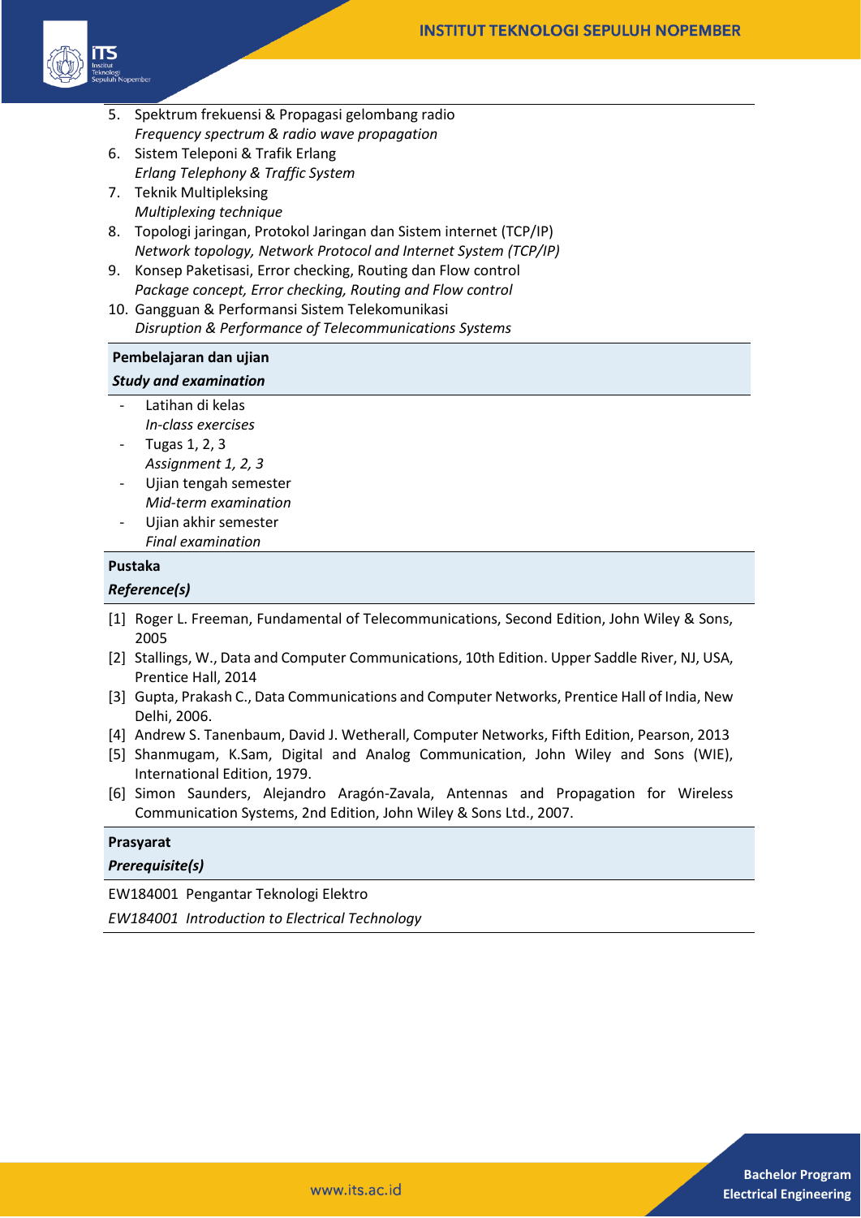5. Spektrum frekuensi & Propagasi gelombang radio
   *Frequency spectrum & radio wave propagation*
6. Sistem Teleponi & Trafik Erlang
   *Erlang Telephony & Traffic System*
7. Teknik Multipleksing
   *Multiplexing technique*
8. Topologi jaringan, Protokol Jaringan dan Sistem internet (TCP/IP)
   *Network topology, Network Protocol and Internet System (TCP/IP)*
9. Konsep Paketisasi, Error checking, Routing dan Flow control
   *Package concept, Error checking, Routing and Flow control*
10. Gangguan & Performansi Sistem Telekomunikasi
    *Disruption & Performance of Telecommunications Systems*

**Pembelajaran dan ujian**
***Study and examination***

- Latihan di kelas
  *In-class exercises*
- Tugas 1, 2, 3
  *Assignment 1, 2, 3*
- Ujian tengah semester
  *Mid-term examination*
- Ujian akhir semester
  *Final examination*

**Pustaka**
***Reference(s)***

[1] Roger L. Freeman, Fundamental of Telecommunications, Second Edition, John Wiley & Sons, 2005
[2] Stallings, W., Data and Computer Communications, 10th Edition. Upper Saddle River, NJ, USA, Prentice Hall, 2014
[3] Gupta, Prakash C., Data Communications and Computer Networks, Prentice Hall of India, New Delhi, 2006.
[4] Andrew S. Tanenbaum, David J. Wetherall, Computer Networks, Fifth Edition, Pearson, 2013
[5] Shanmugam, K.Sam, Digital and Analog Communication, John Wiley and Sons (WIE), International Edition, 1979.
[6] Simon Saunders, Alejandro Aragón-Zavala, Antennas and Propagation for Wireless Communication Systems, 2nd Edition, John Wiley & Sons Ltd., 2007.

**Prasyarat**
***Prerequisite(s)***

EW184001 Pengantar Teknologi Elektro
*EW184001 Introduction to Electrical Technology*